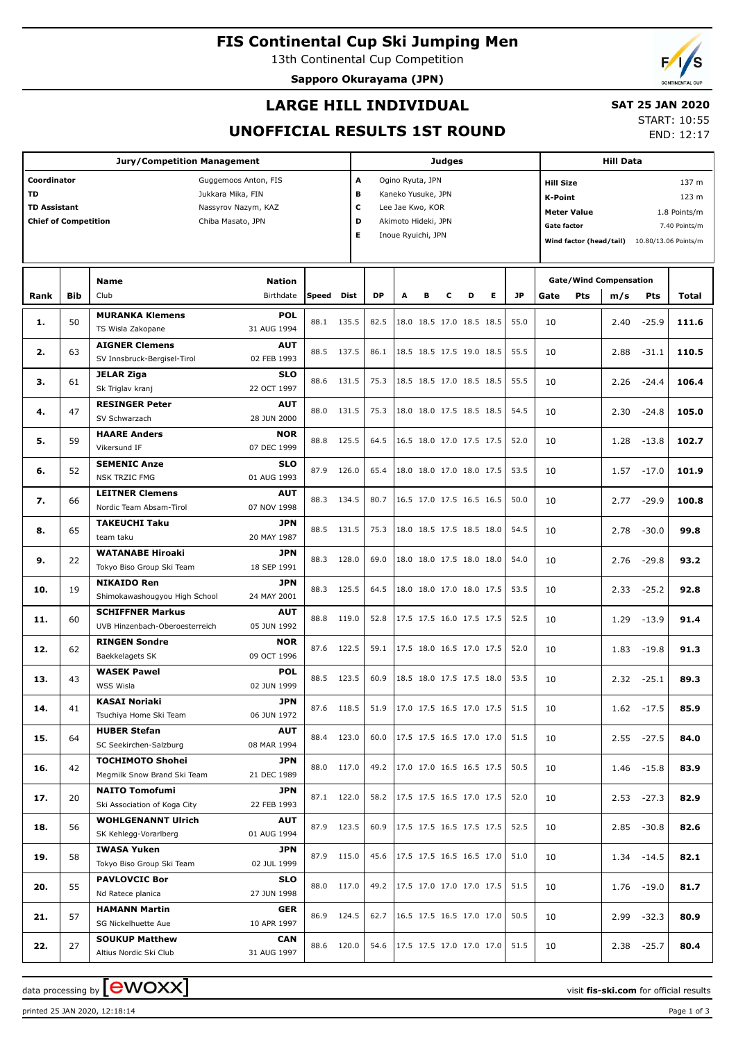# FIS Continental Cup Ski Jumping Men

13th Continental Cup Competition

**Sapporo Okurayama (JPN)**

## LARGE HILL INDIVIDUAL

## UNOFFICIAL RESULTS 1ST ROUND

**SAT 25 JAN 2020**

START: 10:55

END: 12:17

| Jury/Competition Management | | Judges | | Hill Data | |
|---|---|---|---|---|---|
| Coordinator | Guggemoos Anton, FIS | A | Ogino Ryuta, JPN | Hill Size | 137 m |
| TD | Jukkara Mika, FIN | B | Kaneko Yusuke, JPN | K-Point | 123 m |
| TD Assistant | Nassyrov Nazym, KAZ | C | Lee Jae Kwo, KOR | Meter Value | 1.8 Points/m |
| Chief of Competition | Chiba Masato, JPN | D | Akimoto Hideki, JPN | Gate factor | 7.40 Points/m |
| | | E | Inoue Ryuichi, JPN | Wind factor (head/tail) | 10.80/13.06 Points/m |

| Rank | Bib | Name / Club | Nation / Birthdate | Speed | Dist | DP | A | B | C | D | E | JP | Gate | Pts | m/s | Pts | Total |
|---|---|---|---|---|---|---|---|---|---|---|---|---|---|---|---|---|---|
| 1. | 50 | **MURANKA Klemens** TS Wisla Zakopane | POL 31 AUG 1994 | 88.1 | 135.5 | 82.5 | 18.0 | 18.5 | 17.0 | 18.5 | 18.5 | 55.0 | 10 | | 2.40 | -25.9 | **111.6** |
| 2. | 63 | **AIGNER Clemens** SV Innsbruck-Bergisel-Tirol | AUT 02 FEB 1993 | 88.5 | 137.5 | 86.1 | 18.5 | 18.5 | 17.5 | 19.0 | 18.5 | 55.5 | 10 | | 2.88 | -31.1 | **110.5** |
| 3. | 61 | **JELAR Ziga** Sk Triglav kranj | SLO 22 OCT 1997 | 88.6 | 131.5 | 75.3 | 18.5 | 18.5 | 17.0 | 18.5 | 18.5 | 55.5 | 10 | | 2.26 | -24.4 | **106.4** |
| 4. | 47 | **RESINGER Peter** SV Schwarzach | AUT 28 JUN 2000 | 88.0 | 131.5 | 75.3 | 18.0 | 18.0 | 17.5 | 18.5 | 18.5 | 54.5 | 10 | | 2.30 | -24.8 | **105.0** |
| 5. | 59 | **HAARE Anders** Vikersund IF | NOR 07 DEC 1999 | 88.8 | 125.5 | 64.5 | 16.5 | 18.0 | 17.0 | 17.5 | 17.5 | 52.0 | 10 | | 1.28 | -13.8 | **102.7** |
| 6. | 52 | **SEMENIC Anze** NSK TRZIC FMG | SLO 01 AUG 1993 | 87.9 | 126.0 | 65.4 | 18.0 | 18.0 | 17.0 | 18.0 | 17.5 | 53.5 | 10 | | 1.57 | -17.0 | **101.9** |
| 7. | 66 | **LEITNER Clemens** Nordic Team Absam-Tirol | AUT 07 NOV 1998 | 88.3 | 134.5 | 80.7 | 16.5 | 17.0 | 17.5 | 16.5 | 16.5 | 50.0 | 10 | | 2.77 | -29.9 | **100.8** |
| 8. | 65 | **TAKEUCHI Taku** team taku | JPN 20 MAY 1987 | 88.5 | 131.5 | 75.3 | 18.0 | 18.5 | 17.5 | 18.5 | 18.0 | 54.5 | 10 | | 2.78 | -30.0 | **99.8** |
| 9. | 22 | **WATANABE Hiroaki** Tokyo Biso Group Ski Team | JPN 18 SEP 1991 | 88.3 | 128.0 | 69.0 | 18.0 | 18.0 | 17.5 | 18.0 | 18.0 | 54.0 | 10 | | 2.76 | -29.8 | **93.2** |
| 10. | 19 | **NIKAIDO Ren** Shimokawashougyou High School | JPN 24 MAY 2001 | 88.3 | 125.5 | 64.5 | 18.0 | 18.0 | 17.0 | 18.0 | 17.5 | 53.5 | 10 | | 2.33 | -25.2 | **92.8** |
| 11. | 60 | **SCHIFFNER Markus** UVB Hinzenbach-Oberoesterreich | AUT 05 JUN 1992 | 88.8 | 119.0 | 52.8 | 17.5 | 17.5 | 16.0 | 17.5 | 17.5 | 52.5 | 10 | | 1.29 | -13.9 | **91.4** |
| 12. | 62 | **RINGEN Sondre** Baekkelagets SK | NOR 09 OCT 1996 | 87.6 | 122.5 | 59.1 | 17.5 | 18.0 | 16.5 | 17.0 | 17.5 | 52.0 | 10 | | 1.83 | -19.8 | **91.3** |
| 13. | 43 | **WASEK Pawel** WSS Wisla | POL 02 JUN 1999 | 88.5 | 123.5 | 60.9 | 18.5 | 18.0 | 17.5 | 17.5 | 18.0 | 53.5 | 10 | | 2.32 | -25.1 | **89.3** |
| 14. | 41 | **KASAI Noriaki** Tsuchiya Home Ski Team | JPN 06 JUN 1972 | 87.6 | 118.5 | 51.9 | 17.0 | 17.5 | 16.5 | 17.0 | 17.5 | 51.5 | 10 | | 1.62 | -17.5 | **85.9** |
| 15. | 64 | **HUBER Stefan** SC Seekirchen-Salzburg | AUT 08 MAR 1994 | 88.4 | 123.0 | 60.0 | 17.5 | 17.5 | 16.5 | 17.0 | 17.0 | 51.5 | 10 | | 2.55 | -27.5 | **84.0** |
| 16. | 42 | **TOCHIMOTO Shohei** Megmilk Snow Brand Ski Team | JPN 21 DEC 1989 | 88.0 | 117.0 | 49.2 | 17.0 | 17.0 | 16.5 | 16.5 | 17.5 | 50.5 | 10 | | 1.46 | -15.8 | **83.9** |
| 17. | 20 | **NAITO Tomofumi** Ski Association of Koga City | JPN 22 FEB 1993 | 87.1 | 122.0 | 58.2 | 17.5 | 17.5 | 16.5 | 17.0 | 17.5 | 52.0 | 10 | | 2.53 | -27.3 | **82.9** |
| 18. | 56 | **WOHLGENANNT Ulrich** SK Kehlegg-Vorarlberg | AUT 01 AUG 1994 | 87.9 | 123.5 | 60.9 | 17.5 | 17.5 | 16.5 | 17.5 | 17.5 | 52.5 | 10 | | 2.85 | -30.8 | **82.6** |
| 19. | 58 | **IWASA Yuken** Tokyo Biso Group Ski Team | JPN 02 JUL 1999 | 87.9 | 115.0 | 45.6 | 17.5 | 17.5 | 16.5 | 16.5 | 17.0 | 51.0 | 10 | | 1.34 | -14.5 | **82.1** |
| 20. | 55 | **PAVLOVCIC Bor** Nd Ratece planica | SLO 27 JUN 1998 | 88.0 | 117.0 | 49.2 | 17.5 | 17.0 | 17.0 | 17.0 | 17.5 | 51.5 | 10 | | 1.76 | -19.0 | **81.7** |
| 21. | 57 | **HAMANN Martin** SG Nickelhuette Aue | GER 10 APR 1997 | 86.9 | 124.5 | 62.7 | 16.5 | 17.5 | 16.5 | 17.0 | 17.0 | 50.5 | 10 | | 2.99 | -32.3 | **80.9** |
| 22. | 27 | **SOUKUP Matthew** Altius Nordic Ski Club | CAN 31 AUG 1997 | 88.6 | 120.0 | 54.6 | 17.5 | 17.5 | 17.0 | 17.0 | 17.0 | 51.5 | 10 | | 2.38 | -25.7 | **80.4** |

data processing by ewoxx — visit fis-ski.com for official results

printed 25 JAN 2020, 12:18:14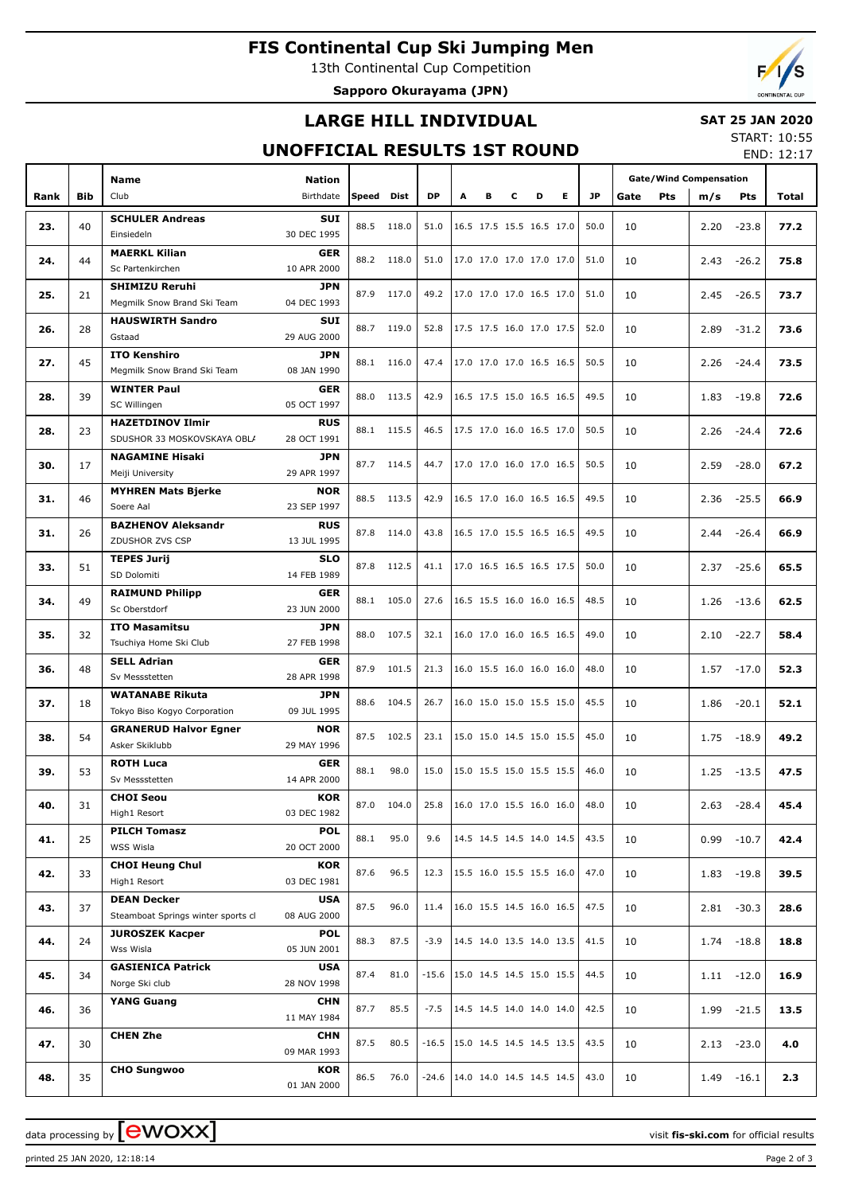# FIS Continental Cup Ski Jumping Men

13th Continental Cup Competition

**Sapporo Okurayama (JPN)**

## LARGE HILL INDIVIDUAL

## UNOFFICIAL RESULTS 1ST ROUND

**SAT 25 JAN 2020**

START: 10:55

END: 12:17

| Rank | Bib | Name / Club | Nation / Birthdate | Speed | Dist | DP | A | B | C | D | E | JP | Gate | Pts | m/s | Pts | Total |
|---|---|---|---|---|---|---|---|---|---|---|---|---|---|---|---|---|---|
| 23. | 40 | **SCHULER Andreas** Einsiedeln | **SUI** 30 DEC 1995 | 88.5 | 118.0 | 51.0 | 16.5 | 17.5 | 15.5 | 16.5 | 17.0 | 50.0 | 10 | | 2.20 | -23.8 | **77.2** |
| 24. | 44 | **MAERKL Kilian** Sc Partenkirchen | **GER** 10 APR 2000 | 88.2 | 118.0 | 51.0 | 17.0 | 17.0 | 17.0 | 17.0 | 17.0 | 51.0 | 10 | | 2.43 | -26.2 | **75.8** |
| 25. | 21 | **SHIMIZU Reruhi** Megmilk Snow Brand Ski Team | **JPN** 04 DEC 1993 | 87.9 | 117.0 | 49.2 | 17.0 | 17.0 | 17.0 | 16.5 | 17.0 | 51.0 | 10 | | 2.45 | -26.5 | **73.7** |
| 26. | 28 | **HAUSWIRTH Sandro** Gstaad | **SUI** 29 AUG 2000 | 88.7 | 119.0 | 52.8 | 17.5 | 17.5 | 16.0 | 17.0 | 17.5 | 52.0 | 10 | | 2.89 | -31.2 | **73.6** |
| 27. | 45 | **ITO Kenshiro** Megmilk Snow Brand Ski Team | **JPN** 08 JAN 1990 | 88.1 | 116.0 | 47.4 | 17.0 | 17.0 | 17.0 | 16.5 | 16.5 | 50.5 | 10 | | 2.26 | -24.4 | **73.5** |
| 28. | 39 | **WINTER Paul** SC Willingen | **GER** 05 OCT 1997 | 88.0 | 113.5 | 42.9 | 16.5 | 17.5 | 15.0 | 16.5 | 16.5 | 49.5 | 10 | | 1.83 | -19.8 | **72.6** |
| 28. | 23 | **HAZETDINOV Ilmir** SDUSHOR 33 MOSKOVSKAYA OBL/ | **RUS** 28 OCT 1991 | 88.1 | 115.5 | 46.5 | 17.5 | 17.0 | 16.0 | 16.5 | 17.0 | 50.5 | 10 | | 2.26 | -24.4 | **72.6** |
| 30. | 17 | **NAGAMINE Hisaki** Meiji University | **JPN** 29 APR 1997 | 87.7 | 114.5 | 44.7 | 17.0 | 17.0 | 16.0 | 17.0 | 16.5 | 50.5 | 10 | | 2.59 | -28.0 | **67.2** |
| 31. | 46 | **MYHREN Mats Bjerke** Soere Aal | **NOR** 23 SEP 1997 | 88.5 | 113.5 | 42.9 | 16.5 | 17.0 | 16.0 | 16.5 | 16.5 | 49.5 | 10 | | 2.36 | -25.5 | **66.9** |
| 31. | 26 | **BAZHENOV Aleksandr** ZDUSHOR ZVS CSP | **RUS** 13 JUL 1995 | 87.8 | 114.0 | 43.8 | 16.5 | 17.0 | 15.5 | 16.5 | 16.5 | 49.5 | 10 | | 2.44 | -26.4 | **66.9** |
| 33. | 51 | **TEPES Jurij** SD Dolomiti | **SLO** 14 FEB 1989 | 87.8 | 112.5 | 41.1 | 17.0 | 16.5 | 16.5 | 16.5 | 17.5 | 50.0 | 10 | | 2.37 | -25.6 | **65.5** |
| 34. | 49 | **RAIMUND Philipp** Sc Oberstdorf | **GER** 23 JUN 2000 | 88.1 | 105.0 | 27.6 | 16.5 | 15.5 | 16.0 | 16.0 | 16.5 | 48.5 | 10 | | 1.26 | -13.6 | **62.5** |
| 35. | 32 | **ITO Masamitsu** Tsuchiya Home Ski Club | **JPN** 27 FEB 1998 | 88.0 | 107.5 | 32.1 | 16.0 | 17.0 | 16.0 | 16.5 | 16.5 | 49.0 | 10 | | 2.10 | -22.7 | **58.4** |
| 36. | 48 | **SELL Adrian** Sv Messstetten | **GER** 28 APR 1998 | 87.9 | 101.5 | 21.3 | 16.0 | 15.5 | 16.0 | 16.0 | 16.0 | 48.0 | 10 | | 1.57 | -17.0 | **52.3** |
| 37. | 18 | **WATANABE Rikuta** Tokyo Biso Kogyo Corporation | **JPN** 09 JUL 1995 | 88.6 | 104.5 | 26.7 | 16.0 | 15.0 | 15.0 | 15.5 | 15.0 | 45.5 | 10 | | 1.86 | -20.1 | **52.1** |
| 38. | 54 | **GRANERUD Halvor Egner** Asker Skiklubb | **NOR** 29 MAY 1996 | 87.5 | 102.5 | 23.1 | 15.0 | 15.0 | 14.5 | 15.0 | 15.5 | 45.0 | 10 | | 1.75 | -18.9 | **49.2** |
| 39. | 53 | **ROTH Luca** Sv Messstetten | **GER** 14 APR 2000 | 88.1 | 98.0 | 15.0 | 15.0 | 15.5 | 15.0 | 15.5 | 15.5 | 46.0 | 10 | | 1.25 | -13.5 | **47.5** |
| 40. | 31 | **CHOI Seou** High1 Resort | **KOR** 03 DEC 1982 | 87.0 | 104.0 | 25.8 | 16.0 | 17.0 | 15.5 | 16.0 | 16.0 | 48.0 | 10 | | 2.63 | -28.4 | **45.4** |
| 41. | 25 | **PILCH Tomasz** WSS Wisla | **POL** 20 OCT 2000 | 88.1 | 95.0 | 9.6 | 14.5 | 14.5 | 14.5 | 14.0 | 14.5 | 43.5 | 10 | | 0.99 | -10.7 | **42.4** |
| 42. | 33 | **CHOI Heung Chul** High1 Resort | **KOR** 03 DEC 1981 | 87.6 | 96.5 | 12.3 | 15.5 | 16.0 | 15.5 | 15.5 | 16.0 | 47.0 | 10 | | 1.83 | -19.8 | **39.5** |
| 43. | 37 | **DEAN Decker** Steamboat Springs winter sports cl | **USA** 08 AUG 2000 | 87.5 | 96.0 | 11.4 | 16.0 | 15.5 | 14.5 | 16.0 | 16.5 | 47.5 | 10 | | 2.81 | -30.3 | **28.6** |
| 44. | 24 | **JUROSZEK Kacper** Wss Wisla | **POL** 05 JUN 2001 | 88.3 | 87.5 | -3.9 | 14.5 | 14.0 | 13.5 | 14.0 | 13.5 | 41.5 | 10 | | 1.74 | -18.8 | **18.8** |
| 45. | 34 | **GASIENICA Patrick** Norge Ski club | **USA** 28 NOV 1998 | 87.4 | 81.0 | -15.6 | 15.0 | 14.5 | 14.5 | 15.0 | 15.5 | 44.5 | 10 | | 1.11 | -12.0 | **16.9** |
| 46. | 36 | **YANG Guang** | **CHN** 11 MAY 1984 | 87.7 | 85.5 | -7.5 | 14.5 | 14.5 | 14.0 | 14.0 | 14.0 | 42.5 | 10 | | 1.99 | -21.5 | **13.5** |
| 47. | 30 | **CHEN Zhe** | **CHN** 09 MAR 1993 | 87.5 | 80.5 | -16.5 | 15.0 | 14.5 | 14.5 | 14.5 | 13.5 | 43.5 | 10 | | 2.13 | -23.0 | **4.0** |
| 48. | 35 | **CHO Sungwoo** | **KOR** 01 JAN 2000 | 86.5 | 76.0 | -24.6 | 14.0 | 14.0 | 14.5 | 14.5 | 14.5 | 43.0 | 10 | | 1.49 | -16.1 | **2.3** |

data processing by ewoxx — visit **fis-ski.com** for official results

printed 25 JAN 2020, 12:18:14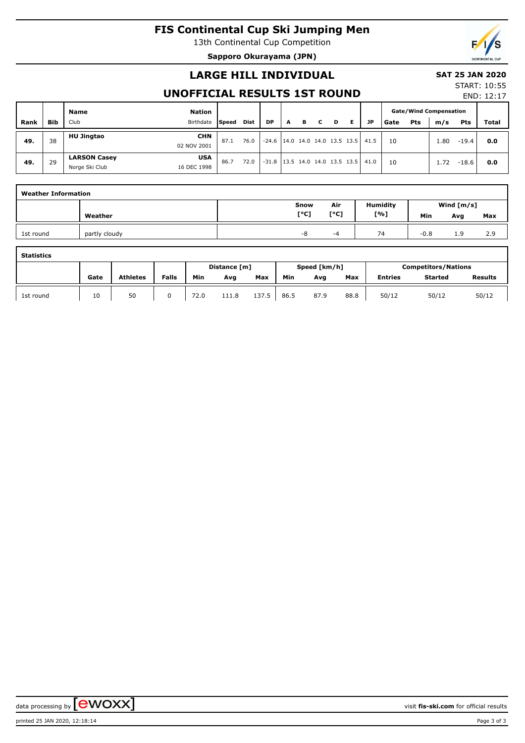# FIS Continental Cup Ski Jumping Men

13th Continental Cup Competition

**Sapporo Okurayama (JPN)**

## LARGE HILL INDIVIDUAL

**SAT 25 JAN 2020**

START: 10:55

END: 12:17

## UNOFFICIAL RESULTS 1ST ROUND

| Rank | Bib | Name / Club | Nation / Birthdate | Speed | Dist | DP | A | B | C | D | E | JP | Gate | Pts | m/s | Pts | Total |
|---|---|---|---|---|---|---|---|---|---|---|---|---|---|---|---|---|---|
| | | | | | | | | | | | | | Gate/Wind Compensation | | | | |
| 49. | 38 | HU Jingtao | CHN 02 NOV 2001 | 87.1 | 76.0 | -24.6 | 14.0 | 14.0 | 14.0 | 13.5 | 13.5 | 41.5 | 10 | | 1.80 | -19.4 | 0.0 |
| 49. | 29 | LARSON Casey Norge Ski Club | USA 16 DEC 1998 | 86.7 | 72.0 | -31.8 | 13.5 | 14.0 | 14.0 | 13.5 | 13.5 | 41.0 | 10 | | 1.72 | -18.6 | 0.0 |

### Weather Information

| | Weather | Snow [°C] | Air [°C] | Humidity [%] | Wind [m/s] Min | Avg | Max |
|---|---|---|---|---|---|---|---|
| 1st round | partly cloudy | -8 | -4 | 74 | -0.8 | 1.9 | 2.9 |

### Statistics

| | Gate | Athletes | Falls | Distance [m] Min | Avg | Max | Speed [km/h] Min | Avg | Max | Competitors/Nations Entries | Started | Results |
|---|---|---|---|---|---|---|---|---|---|---|---|---|
| 1st round | 10 | 50 | 0 | 72.0 | 111.8 | 137.5 | 86.5 | 87.9 | 88.8 | 50/12 | 50/12 | 50/12 |

data processing by [ewoxx]

visit **fis-ski.com** for official results

printed 25 JAN 2020, 12:18:14